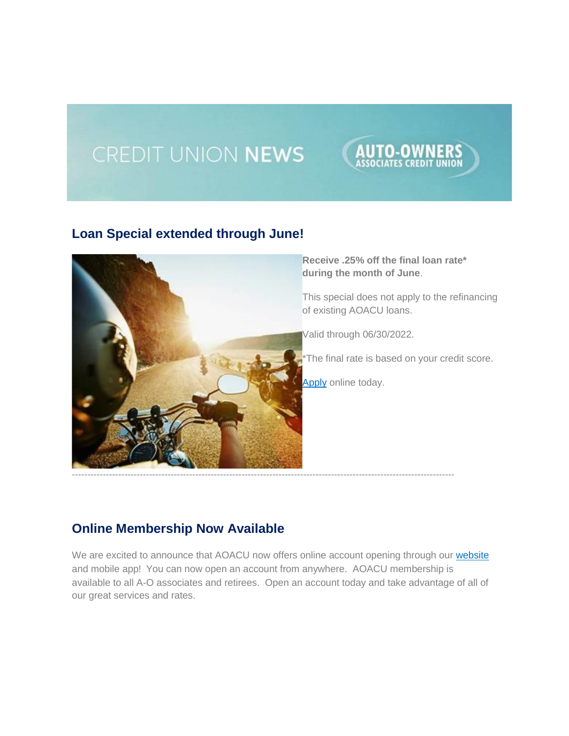CREDIT UNION **NEWS**

AUTO-OWNERS ASSOCIATES CREDIT UNION

## Loan Special extended through June!

**Receive .25% off the final loan rate* during the month of June**.

This special does not apply to the refinancing of existing AOACU loans.

Valid through 06/30/2022.

*The final rate is based on your credit score.

[Apply](#) online today.

---

## Online Membership Now Available

We are excited to announce that AOACU now offers online account opening through our [website](#) and mobile app! You can now open an account from anywhere. AOACU membership is available to all A-O associates and retirees. Open an account today and take advantage of all of our great services and rates.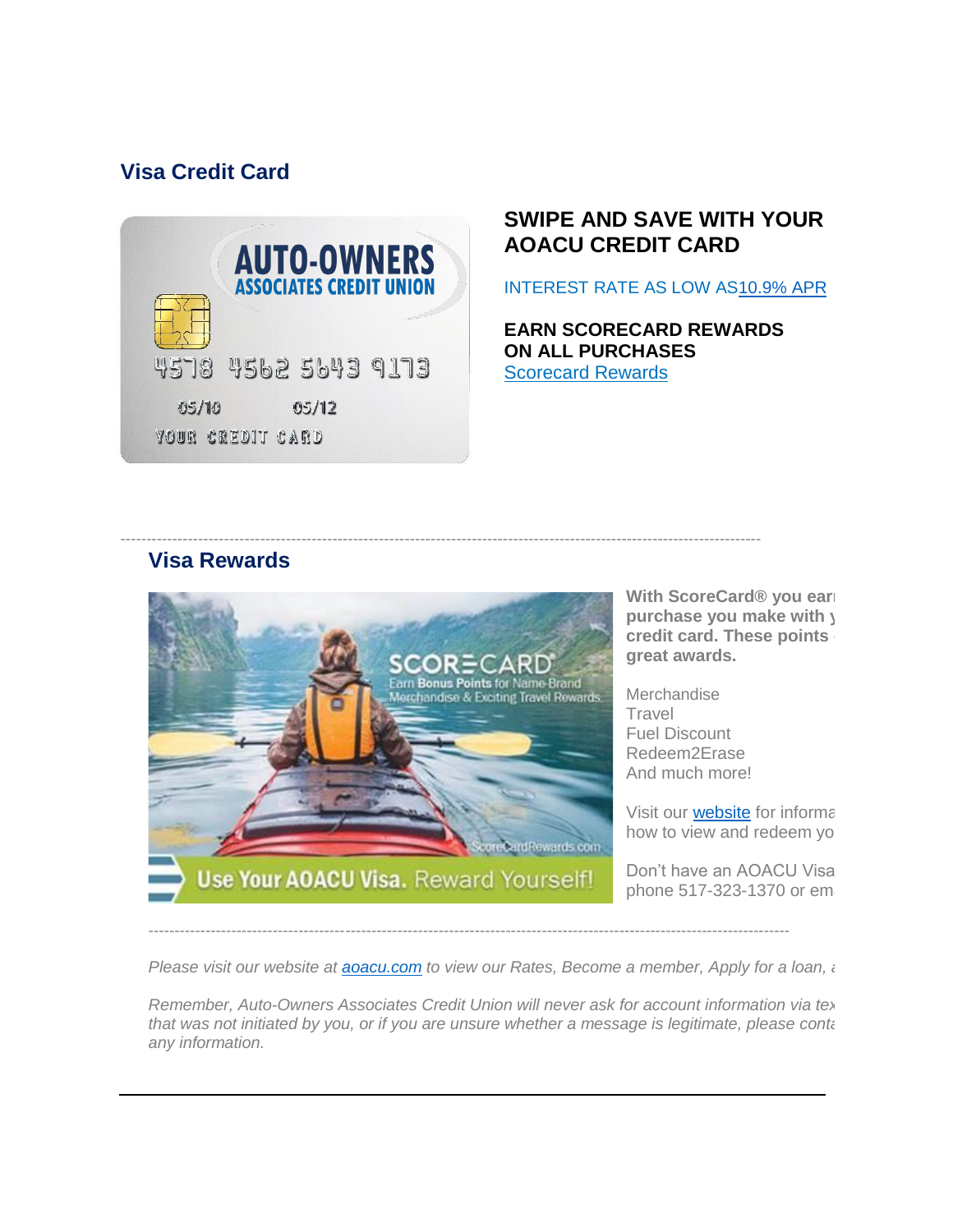## Visa Credit Card

## SWIPE AND SAVE WITH YOUR AOACU CREDIT CARD

INTEREST RATE AS LOW AS10.9% APR

**EARN SCORECARD REWARDS ON ALL PURCHASES**
Scorecard Rewards

---

## Visa Rewards

**With ScoreCard® you ear purchase you make with y credit card. These points great awards.**

Merchandise
Travel
Fuel Discount
Redeem2Erase
And much more!

Visit our website for informa how to view and redeem yo

Don't have an AOACU Visa phone 517-323-1370 or em

---

*Please visit our website at aoacu.com to view our Rates, Become a member, Apply for a loan, a*

*Remember, Auto-Owners Associates Credit Union will never ask for account information via tex that was not initiated by you, or if you are unsure whether a message is legitimate, please conta any information.*